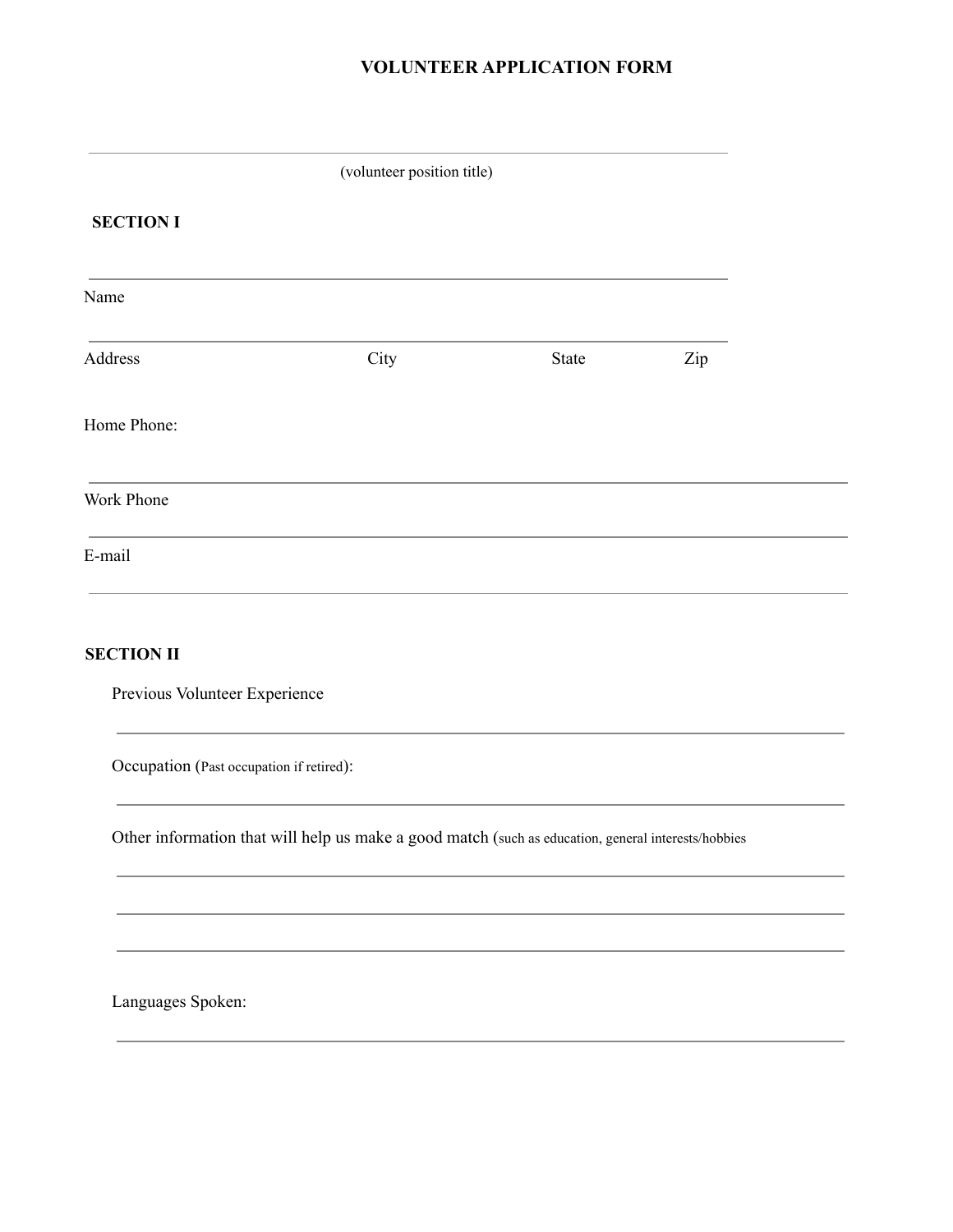# VOLUNTEER APPLICATION FORM

\_\_\_\_\_\_\_\_\_\_\_\_\_\_\_\_\_\_\_\_\_\_\_\_\_\_\_\_\_\_\_\_\_\_\_\_\_\_\_\_\_\_\_\_\_\_\_\_

(volunteer position title)

**SECTION I**

\_\_\_\_\_\_\_\_\_\_\_\_\_\_\_\_\_\_\_\_\_\_\_\_\_\_\_\_\_\_\_\_\_\_\_\_\_\_\_\_\_\_\_\_\_\_\_\_

Name

\_\_\_\_\_\_\_\_\_\_\_\_\_\_\_\_\_\_\_\_\_\_\_\_\_\_\_\_\_\_\_\_\_\_\_\_\_\_\_\_\_\_\_\_\_\_\_\_

Address City State Zip

Home Phone:

\_\_\_\_\_\_\_\_\_\_\_\_\_\_\_\_\_\_\_\_\_\_\_\_\_\_\_\_\_\_\_\_\_\_\_\_\_\_\_\_\_\_\_\_\_\_\_\_

Work Phone

\_\_\_\_\_\_\_\_\_\_\_\_\_\_\_\_\_\_\_\_\_\_\_\_\_\_\_\_\_\_\_\_\_\_\_\_\_\_\_\_\_\_\_\_\_\_\_\_

E-mail

\_\_\_\_\_\_\_\_\_\_\_\_\_\_\_\_\_\_\_\_\_\_\_\_\_\_\_\_\_\_\_\_\_\_\_\_\_\_\_\_\_\_\_\_\_\_\_\_

**SECTION II**

Previous Volunteer Experience

\_\_\_\_\_\_\_\_\_\_\_\_\_\_\_\_\_\_\_\_\_\_\_\_\_\_\_\_\_\_\_\_\_\_\_\_\_\_\_\_\_\_\_\_\_\_\_\_

Occupation (Past occupation if retired):

\_\_\_\_\_\_\_\_\_\_\_\_\_\_\_\_\_\_\_\_\_\_\_\_\_\_\_\_\_\_\_\_\_\_\_\_\_\_\_\_\_\_\_\_\_\_\_\_

Other information that will help us make a good match (such as education, general interests/hobbies

\_\_\_\_\_\_\_\_\_\_\_\_\_\_\_\_\_\_\_\_\_\_\_\_\_\_\_\_\_\_\_\_\_\_\_\_\_\_\_\_\_\_\_\_\_\_\_\_

\_\_\_\_\_\_\_\_\_\_\_\_\_\_\_\_\_\_\_\_\_\_\_\_\_\_\_\_\_\_\_\_\_\_\_\_\_\_\_\_\_\_\_\_\_\_\_\_

\_\_\_\_\_\_\_\_\_\_\_\_\_\_\_\_\_\_\_\_\_\_\_\_\_\_\_\_\_\_\_\_\_\_\_\_\_\_\_\_\_\_\_\_\_\_\_\_

Languages Spoken:

\_\_\_\_\_\_\_\_\_\_\_\_\_\_\_\_\_\_\_\_\_\_\_\_\_\_\_\_\_\_\_\_\_\_\_\_\_\_\_\_\_\_\_\_\_\_\_\_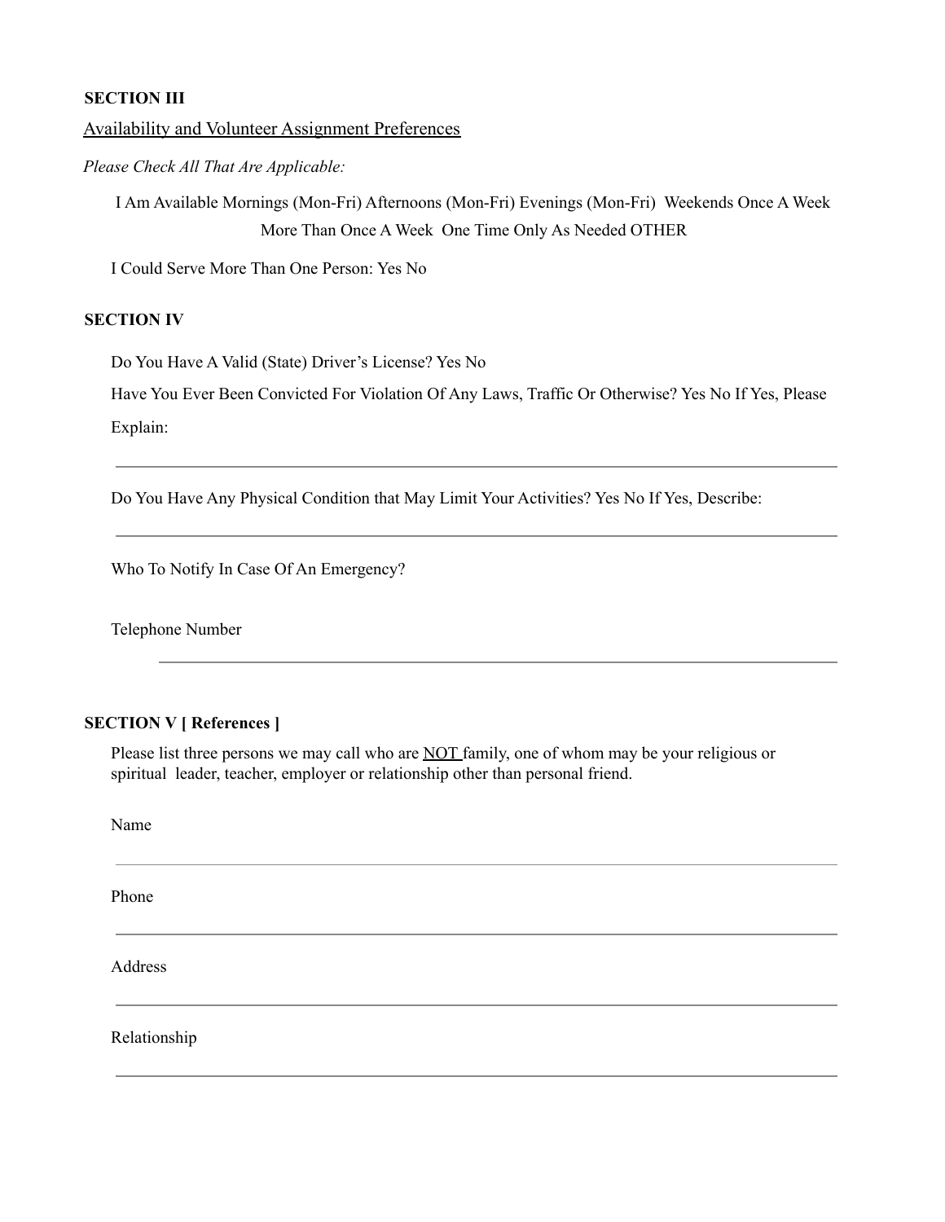**SECTION III**

Availability and Volunteer Assignment Preferences

*Please Check All That Are Applicable:*

I Am Available Mornings (Mon-Fri) Afternoons (Mon-Fri) Evenings (Mon-Fri) Weekends Once A Week More Than Once A Week One Time Only As Needed OTHER

I Could Serve More Than One Person: Yes No

**SECTION IV**

Do You Have A Valid (State) Driver's License? Yes No

Have You Ever Been Convicted For Violation Of Any Laws, Traffic Or Otherwise? Yes No If Yes, Please Explain:

---

Do You Have Any Physical Condition that May Limit Your Activities? Yes No If Yes, Describe:

---

Who To Notify In Case Of An Emergency?

Telephone Number

---

**SECTION V [ References ]**

Please list three persons we may call who are NOT family, one of whom may be your religious or spiritual leader, teacher, employer or relationship other than personal friend.

Name

---

Phone

---

Address

---

Relationship

---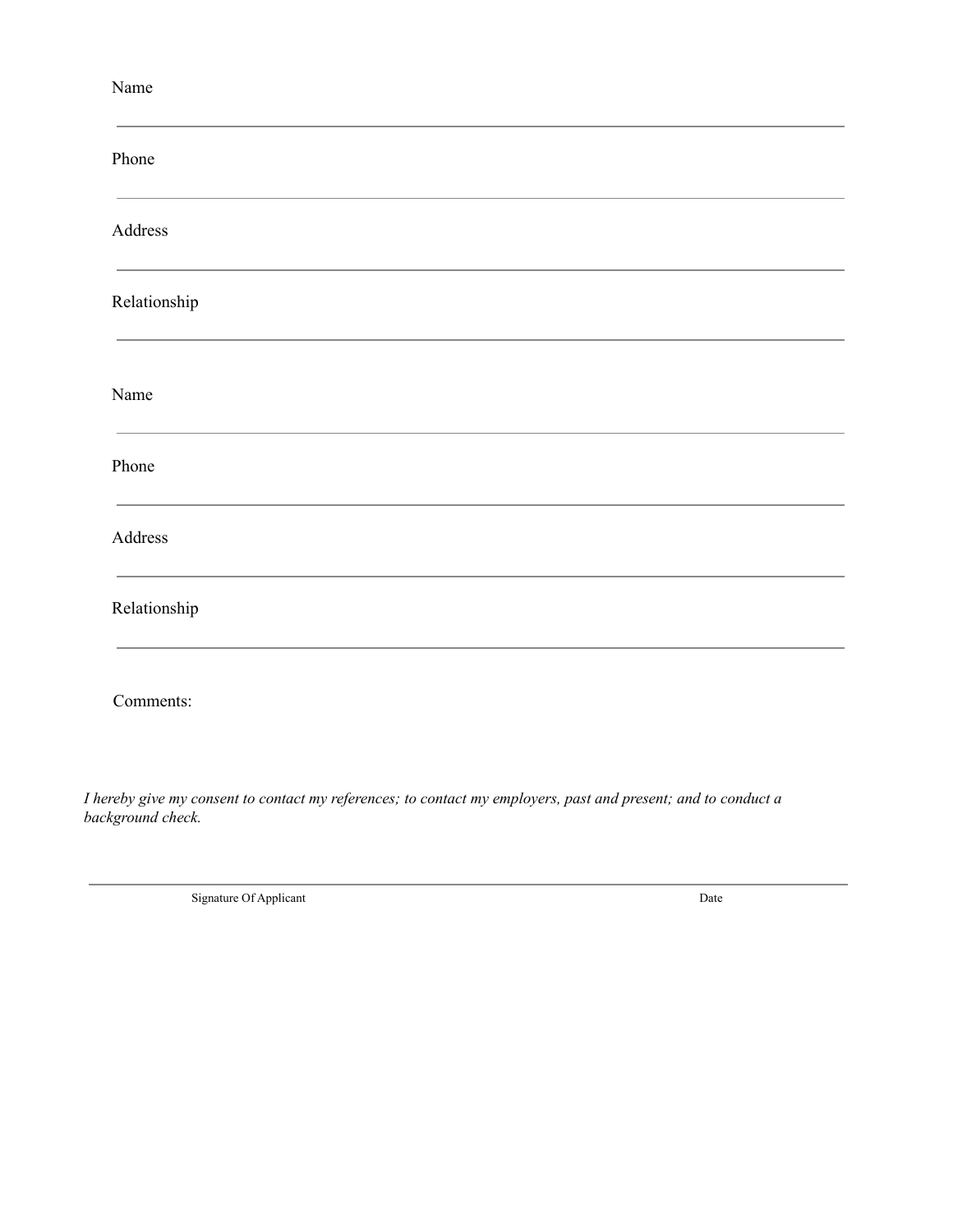Name

---

Phone

---

Address

---

Relationship

---

Name

---

Phone

---

Address

---

Relationship

---

Comments:

*I hereby give my consent to contact my references; to contact my employers, past and present; and to conduct a background check.*

---

Signature Of Applicant　　　　　　　　　　　　　　　　　　　　　　　　Date